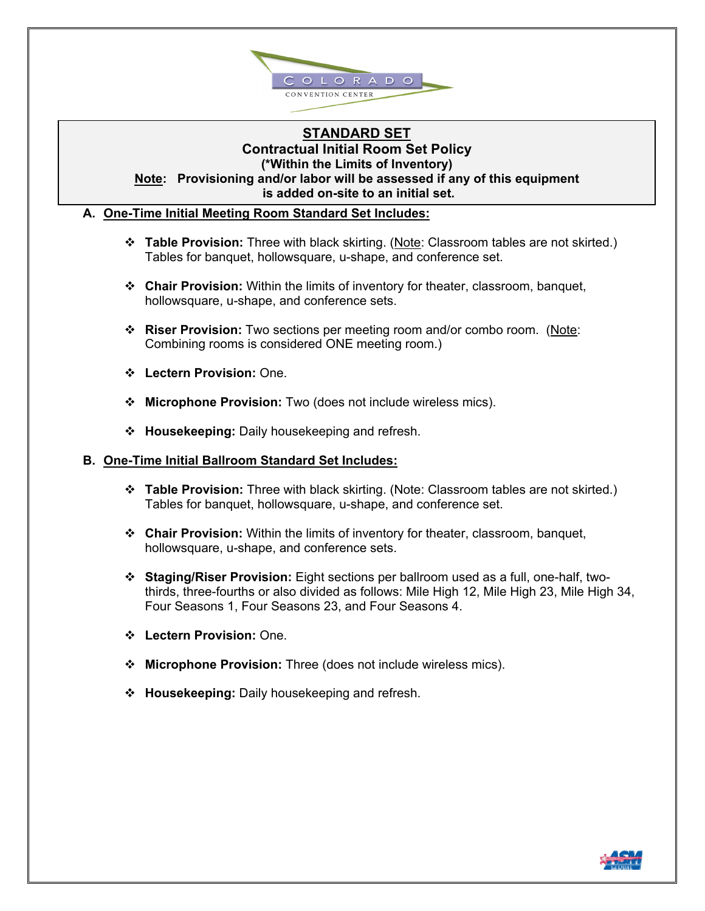# STANDARD SET

## Contractual Initial Room Set Policy

**(*Within the Limits of Inventory)**

**Note: Provisioning and/or labor will be assessed if any of this equipment is added on-site to an initial set.**

### A. One-Time Initial Meeting Room Standard Set Includes:

- **Table Provision:** Three with black skirting. (Note: Classroom tables are not skirted.) Tables for banquet, hollowsquare, u-shape, and conference set.
- **Chair Provision:** Within the limits of inventory for theater, classroom, banquet, hollowsquare, u-shape, and conference sets.
- **Riser Provision:** Two sections per meeting room and/or combo room. (Note: Combining rooms is considered ONE meeting room.)
- **Lectern Provision:** One.
- **Microphone Provision:** Two (does not include wireless mics).
- **Housekeeping:** Daily housekeeping and refresh.

### B. One-Time Initial Ballroom Standard Set Includes:

- **Table Provision:** Three with black skirting. (Note: Classroom tables are not skirted.) Tables for banquet, hollowsquare, u-shape, and conference set.
- **Chair Provision:** Within the limits of inventory for theater, classroom, banquet, hollowsquare, u-shape, and conference sets.
- **Staging/Riser Provision:** Eight sections per ballroom used as a full, one-half, two-thirds, three-fourths or also divided as follows: Mile High 12, Mile High 23, Mile High 34, Four Seasons 1, Four Seasons 23, and Four Seasons 4.
- **Lectern Provision:** One.
- **Microphone Provision:** Three (does not include wireless mics).
- **Housekeeping:** Daily housekeeping and refresh.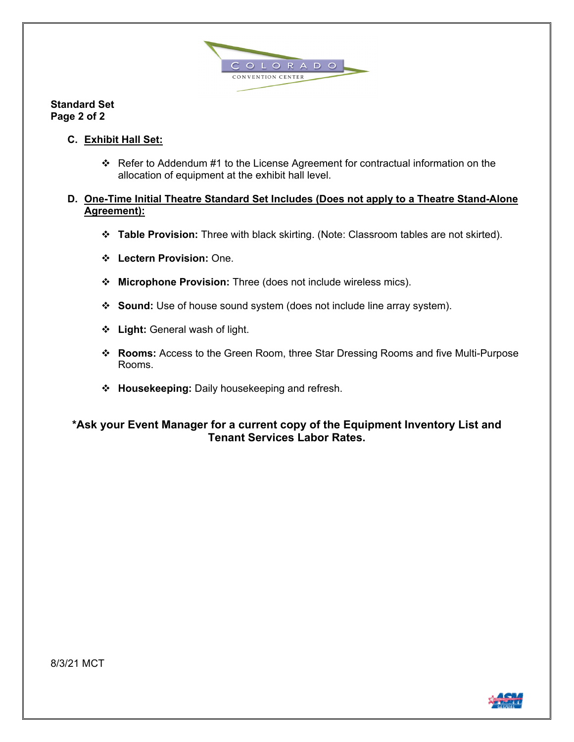**Standard Set**
**Page 2 of 2**

**C. Exhibit Hall Set:**

- Refer to Addendum #1 to the License Agreement for contractual information on the allocation of equipment at the exhibit hall level.

**D. One-Time Initial Theatre Standard Set Includes (Does not apply to a Theatre Stand-Alone Agreement):**

- **Table Provision:** Three with black skirting. (Note: Classroom tables are not skirted).
- **Lectern Provision:** One.
- **Microphone Provision:** Three (does not include wireless mics).
- **Sound:** Use of house sound system (does not include line array system).
- **Light:** General wash of light.
- **Rooms:** Access to the Green Room, three Star Dressing Rooms and five Multi-Purpose Rooms.
- **Housekeeping:** Daily housekeeping and refresh.

**\*Ask your Event Manager for a current copy of the Equipment Inventory List and Tenant Services Labor Rates.**

8/3/21 MCT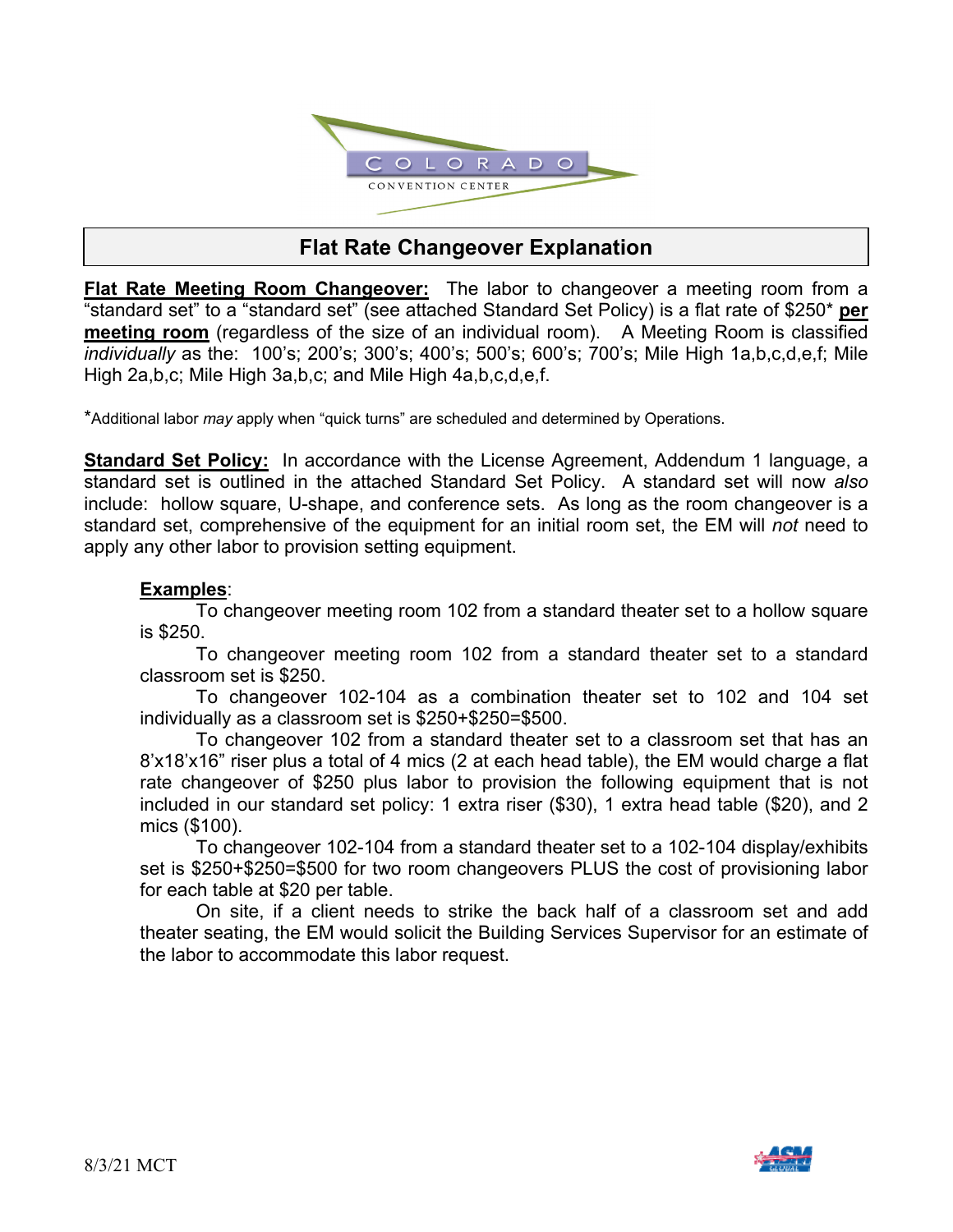## Flat Rate Changeover Explanation

**Flat Rate Meeting Room Changeover:** The labor to changeover a meeting room from a "standard set" to a "standard set" (see attached Standard Set Policy) is a flat rate of $250* **per meeting room** (regardless of the size of an individual room). A Meeting Room is classified *individually* as the: 100's; 200's; 300's; 400's; 500's; 600's; 700's; Mile High 1a,b,c,d,e,f; Mile High 2a,b,c; Mile High 3a,b,c; and Mile High 4a,b,c,d,e,f.

*Additional labor *may* apply when "quick turns" are scheduled and determined by Operations.

**Standard Set Policy:** In accordance with the License Agreement, Addendum 1 language, a standard set is outlined in the attached Standard Set Policy. A standard set will now *also* include: hollow square, U-shape, and conference sets. As long as the room changeover is a standard set, comprehensive of the equipment for an initial room set, the EM will *not* need to apply any other labor to provision setting equipment.

**Examples**:

To changeover meeting room 102 from a standard theater set to a hollow square is $250.

To changeover meeting room 102 from a standard theater set to a standard classroom set is $250.

To changeover 102-104 as a combination theater set to 102 and 104 set individually as a classroom set is $250+$250=$500.

To changeover 102 from a standard theater set to a classroom set that has an 8'x18'x16" riser plus a total of 4 mics (2 at each head table), the EM would charge a flat rate changeover of $250 plus labor to provision the following equipment that is not included in our standard set policy: 1 extra riser ($30), 1 extra head table ($20), and 2 mics ($100).

To changeover 102-104 from a standard theater set to a 102-104 display/exhibits set is $250+$250=$500 for two room changeovers PLUS the cost of provisioning labor for each table at $20 per table.

On site, if a client needs to strike the back half of a classroom set and add theater seating, the EM would solicit the Building Services Supervisor for an estimate of the labor to accommodate this labor request.

8/3/21 MCT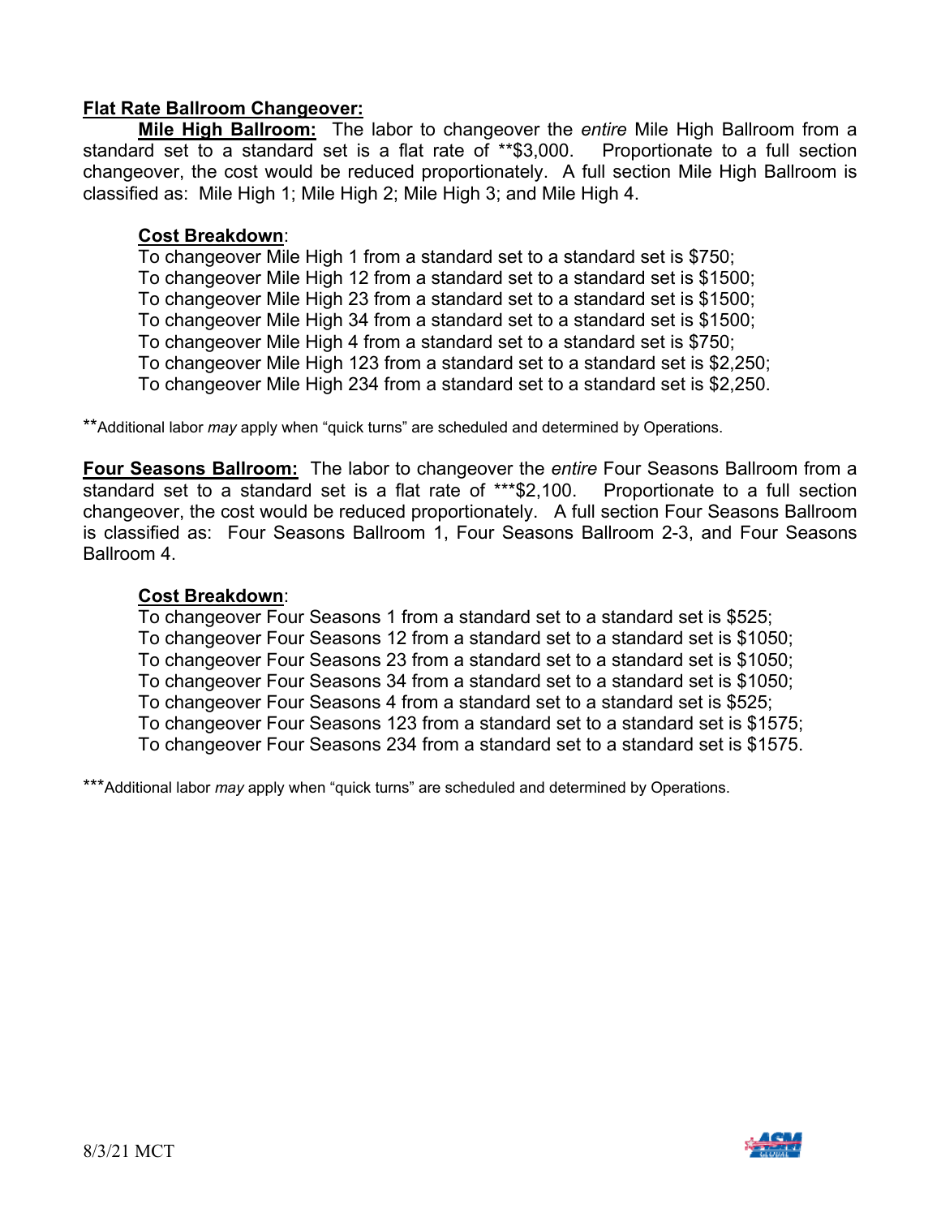**Flat Rate Ballroom Changeover:**

**Mile High Ballroom:** The labor to changeover the *entire* Mile High Ballroom from a standard set to a standard set is a flat rate of **$3,000. Proportionate to a full section changeover, the cost would be reduced proportionately. A full section Mile High Ballroom is classified as: Mile High 1; Mile High 2; Mile High 3; and Mile High 4.

**Cost Breakdown**:

To changeover Mile High 1 from a standard set to a standard set is $750;
To changeover Mile High 12 from a standard set to a standard set is $1500;
To changeover Mile High 23 from a standard set to a standard set is $1500;
To changeover Mile High 34 from a standard set to a standard set is $1500;
To changeover Mile High 4 from a standard set to a standard set is $750;
To changeover Mile High 123 from a standard set to a standard set is $2,250;
To changeover Mile High 234 from a standard set to a standard set is $2,250.

**Additional labor *may* apply when "quick turns" are scheduled and determined by Operations.

**Four Seasons Ballroom:** The labor to changeover the *entire* Four Seasons Ballroom from a standard set to a standard set is a flat rate of ***$2,100. Proportionate to a full section changeover, the cost would be reduced proportionately. A full section Four Seasons Ballroom is classified as: Four Seasons Ballroom 1, Four Seasons Ballroom 2-3, and Four Seasons Ballroom 4.

**Cost Breakdown**:

To changeover Four Seasons 1 from a standard set to a standard set is $525;
To changeover Four Seasons 12 from a standard set to a standard set is $1050;
To changeover Four Seasons 23 from a standard set to a standard set is $1050;
To changeover Four Seasons 34 from a standard set to a standard set is $1050;
To changeover Four Seasons 4 from a standard set to a standard set is $525;
To changeover Four Seasons 123 from a standard set to a standard set is $1575;
To changeover Four Seasons 234 from a standard set to a standard set is $1575.

***Additional labor *may* apply when "quick turns" are scheduled and determined by Operations.

8/3/21 MCT